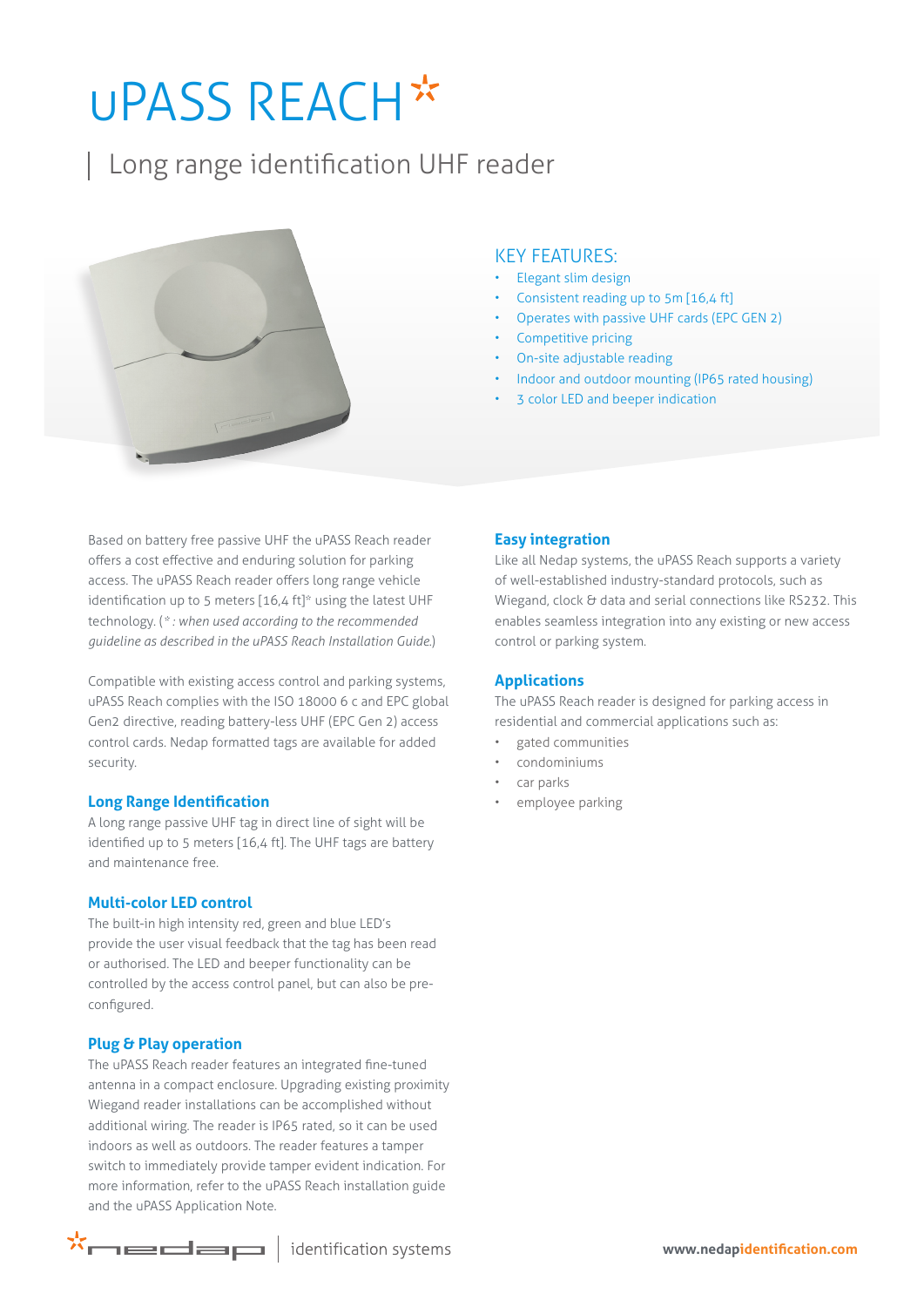# uPASS REACH

## Long range identification UHF reader

### KEY FEATURES:

- Elegant slim design
- Consistent reading up to 5m [16,4 ft]
- Operates with passive UHF cards (EPC GEN 2)
- Competitive pricing
- On-site adjustable reading
- Indoor and outdoor mounting (IP65 rated housing)
- 3 color LED and beeper indication

Based on battery free passive UHF the uPASS Reach reader offers a cost effective and enduring solution for parking access. The uPASS Reach reader offers long range vehicle identification up to 5 meters [16,4 ft]* using the latest UHF technology. (*: *when used according to the recommended guideline as described in the uPASS Reach Installation Guide.*)

Compatible with existing access control and parking systems, uPASS Reach complies with the ISO 18000 6 c and EPC global Gen2 directive, reading battery-less UHF (EPC Gen 2) access control cards. Nedap formatted tags are available for added security.

### Long Range Identification

A long range passive UHF tag in direct line of sight will be identified up to 5 meters [16,4 ft]. The UHF tags are battery and maintenance free.

### Multi-color LED control

The built-in high intensity red, green and blue LED's provide the user visual feedback that the tag has been read or authorised. The LED and beeper functionality can be controlled by the access control panel, but can also be pre-configured.

### Plug & Play operation

The uPASS Reach reader features an integrated fine-tuned antenna in a compact enclosure. Upgrading existing proximity Wiegand reader installations can be accomplished without additional wiring. The reader is IP65 rated, so it can be used indoors as well as outdoors. The reader features a tamper switch to immediately provide tamper evident indication. For more information, refer to the uPASS Reach installation guide and the uPASS Application Note.

### Easy integration

Like all Nedap systems, the uPASS Reach supports a variety of well-established industry-standard protocols, such as Wiegand, clock & data and serial connections like RS232. This enables seamless integration into any existing or new access control or parking system.

### Applications

The uPASS Reach reader is designed for parking access in residential and commercial applications such as:

- gated communities
- condominiums
- car parks
- employee parking

nedap | identification systems

www.nedapidentification.com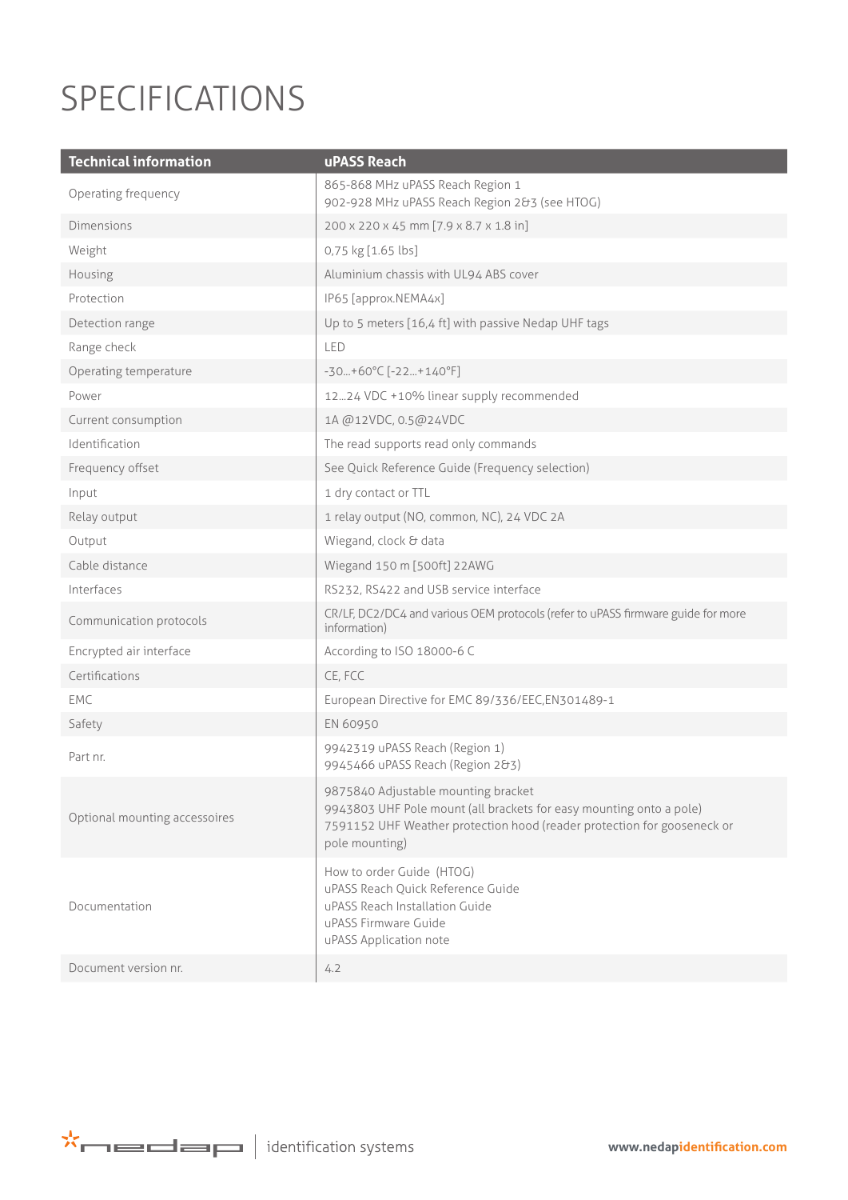# SPECIFICATIONS

| Technical information | uPASS Reach |
|---|---|
| Operating frequency | 865-868 MHz uPASS Reach Region 1<br>902-928 MHz uPASS Reach Region 2&3 (see HTOG) |
| Dimensions | 200 x 220 x 45 mm [7.9 x 8.7 x 1.8 in] |
| Weight | 0,75 kg [1.65 lbs] |
| Housing | Aluminium chassis with UL94 ABS cover |
| Protection | IP65 [approx.NEMA4x] |
| Detection range | Up to 5 meters [16,4 ft] with passive Nedap UHF tags |
| Range check | LED |
| Operating temperature | -30…+60°C [-22…+140°F] |
| Power | 12…24 VDC +10% linear supply recommended |
| Current consumption | 1A @12VDC, 0.5@24VDC |
| Identification | The read supports read only commands |
| Frequency offset | See Quick Reference Guide (Frequency selection) |
| Input | 1 dry contact or TTL |
| Relay output | 1 relay output (NO, common, NC), 24 VDC 2A |
| Output | Wiegand, clock & data |
| Cable distance | Wiegand 150 m [500ft] 22AWG |
| Interfaces | RS232, RS422 and USB service interface |
| Communication protocols | CR/LF, DC2/DC4 and various OEM protocols (refer to uPASS firmware guide for more information) |
| Encrypted air interface | According to ISO 18000-6 C |
| Certifications | CE, FCC |
| EMC | European Directive for EMC 89/336/EEC,EN301489-1 |
| Safety | EN 60950 |
| Part nr. | 9942319 uPASS Reach (Region 1)<br>9945466 uPASS Reach (Region 2&3) |
| Optional mounting accessoires | 9875840 Adjustable mounting bracket<br>9943803 UHF Pole mount (all brackets for easy mounting onto a pole)<br>7591152 UHF Weather protection hood (reader protection for gooseneck or pole mounting) |
| Documentation | How to order Guide (HTOG)<br>uPASS Reach Quick Reference Guide<br>uPASS Reach Installation Guide<br>uPASS Firmware Guide<br>uPASS Application note |
| Document version nr. | 4.2 |

nedap | identification systems

www.nedapidentification.com